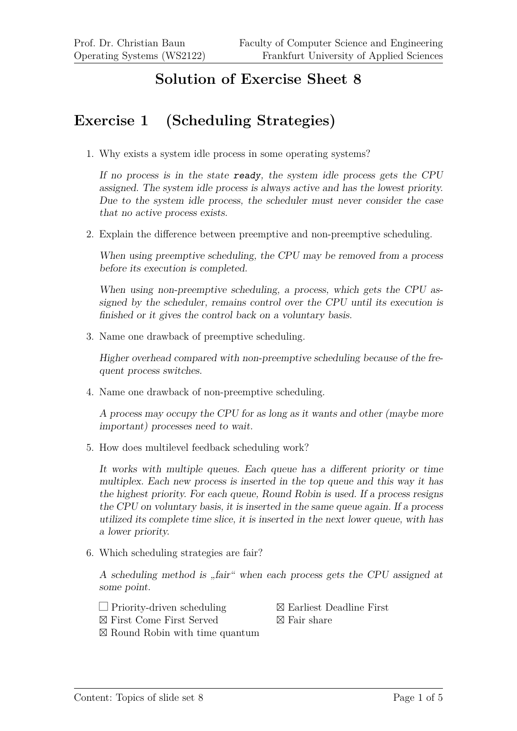# Solution of Exercise Sheet 8

## Exercise 1 (Scheduling Strategies)

1. Why exists a system idle process in some operating systems?

   *If no process is in the state* `ready`*, the system idle process gets the CPU assigned. The system idle process is always active and has the lowest priority. Due to the system idle process, the scheduler must never consider the case that no active process exists.*

2. Explain the difference between preemptive and non-preemptive scheduling.

   *When using preemptive scheduling, the CPU may be removed from a process before its execution is completed.*

   *When using non-preemptive scheduling, a process, which gets the CPU assigned by the scheduler, remains control over the CPU until its execution is finished or it gives the control back on a voluntary basis.*

3. Name one drawback of preemptive scheduling.

   *Higher overhead compared with non-preemptive scheduling because of the frequent process switches.*

4. Name one drawback of non-preemptive scheduling.

   *A process may occupy the CPU for as long as it wants and other (maybe more important) processes need to wait.*

5. How does multilevel feedback scheduling work?

   *It works with multiple queues. Each queue has a different priority or time multiplex. Each new process is inserted in the top queue and this way it has the highest priority. For each queue, Round Robin is used. If a process resigns the CPU on voluntary basis, it is inserted in the same queue again. If a process utilized its complete time slice, it is inserted in the next lower queue, with has a lower priority.*

6. Which scheduling strategies are fair?

   *A scheduling method is „fair" when each process gets the CPU assigned at some point.*

   - ☐ Priority-driven scheduling
   - ☒ First Come First Served
   - ☒ Round Robin with time quantum
   - ☒ Earliest Deadline First
   - ☒ Fair share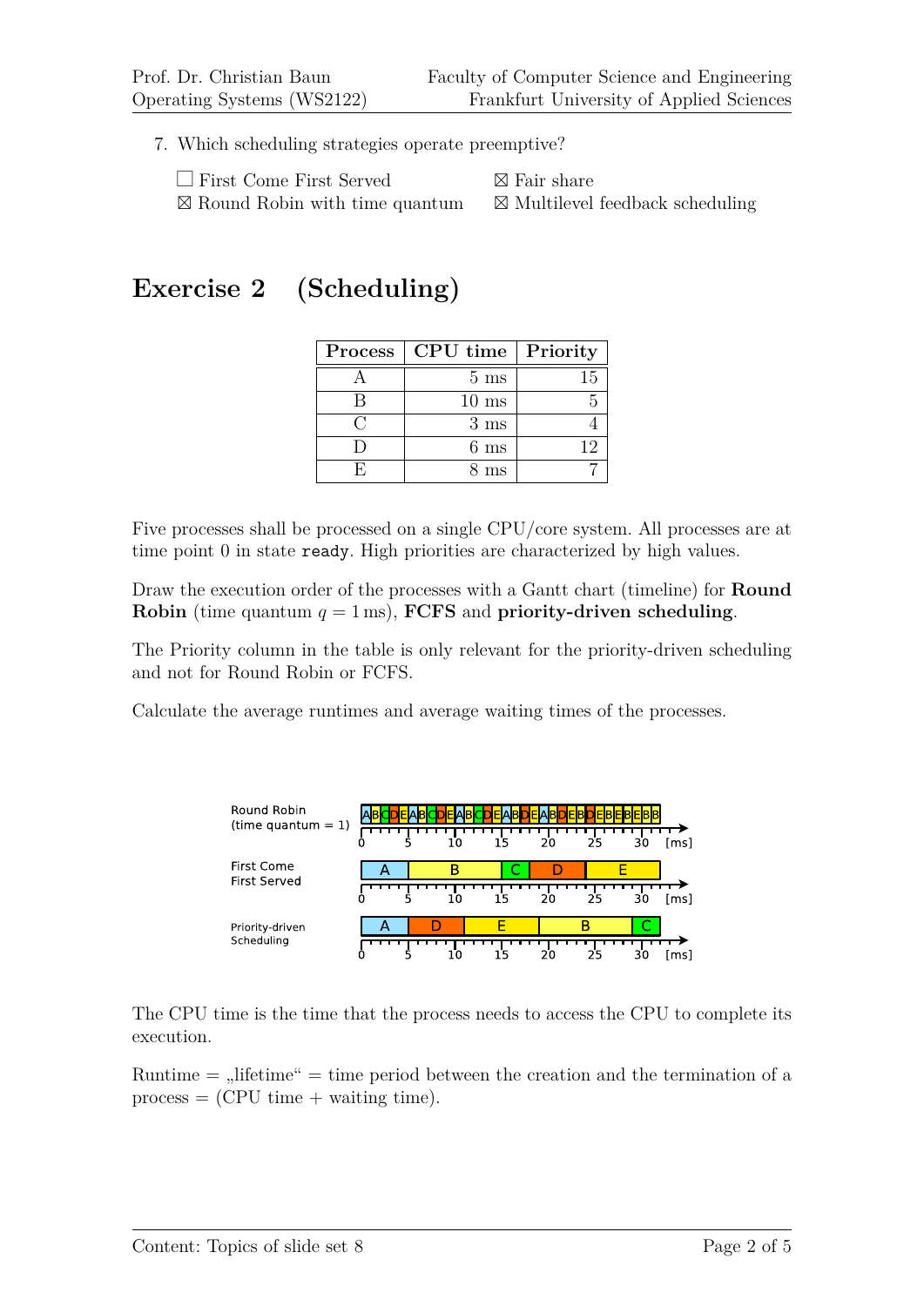7. Which scheduling strategies operate preemptive?

☐ First Come First Served
☒ Round Robin with time quantum
☒ Fair share
☒ Multilevel feedback scheduling

# Exercise 2 (Scheduling)

| Process | CPU time | Priority |
|---|---|---|
| A | 5 ms | 15 |
| B | 10 ms | 5 |
| C | 3 ms | 4 |
| D | 6 ms | 12 |
| E | 8 ms | 7 |

Five processes shall be processed on a single CPU/core system. All processes are at time point 0 in state `ready`. High priorities are characterized by high values.

Draw the execution order of the processes with a Gantt chart (timeline) for **Round Robin** (time quantum $q = 1\,\text{ms}$), **FCFS** and **priority-driven scheduling**.

The Priority column in the table is only relevant for the priority-driven scheduling and not for Round Robin or FCFS.

Calculate the average runtimes and average waiting times of the processes.

Round Robin (time quantum = 1): A B C D E A B C D E A B C D E A B D E A B D E B D E B E B E B B (0–32 [ms])

First Come First Served: A (0–5), B (5–15), C (15–18), D (18–24), E (24–32) [ms]

Priority-driven Scheduling: A (0–5), D (5–11), E (11–19), B (19–29), C (29–32) [ms]

The CPU time is the time that the process needs to access the CPU to complete its execution.

Runtime = „lifetime" = time period between the creation and the termination of a process = (CPU time + waiting time).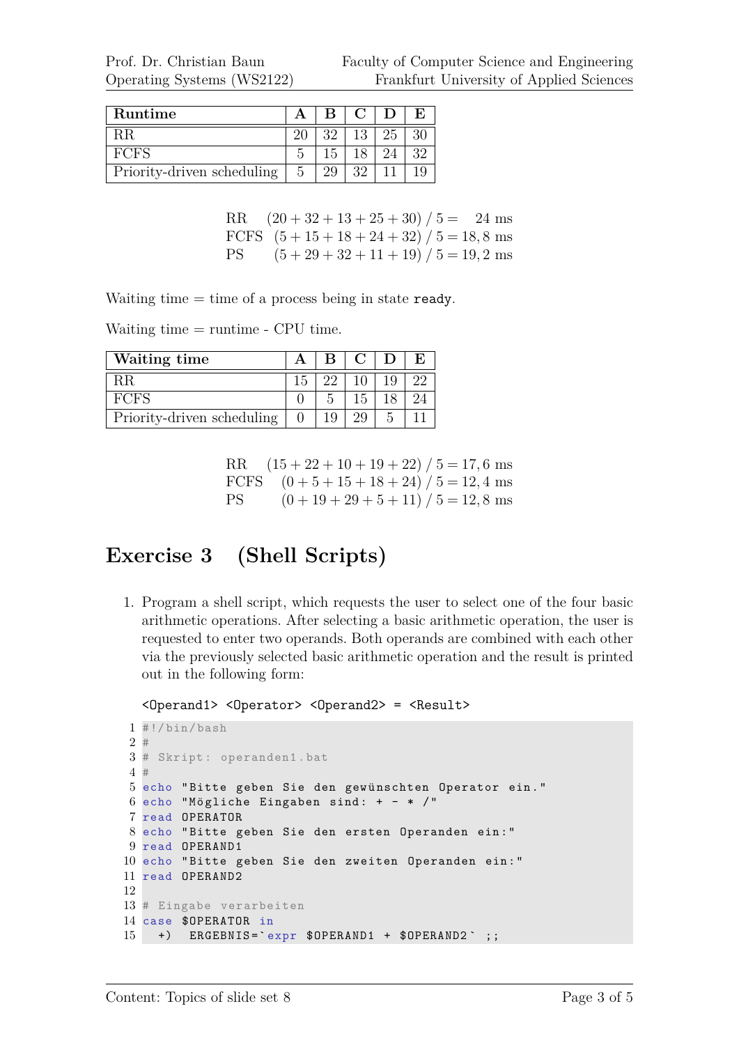| Runtime | A | B | C | D | E |
|---|---|---|---|---|---|
| RR | 20 | 32 | 13 | 25 | 30 |
| FCFS | 5 | 15 | 18 | 24 | 32 |
| Priority-driven scheduling | 5 | 29 | 32 | 11 | 19 |

$$
\begin{array}{ll}
\text{RR} & (20+32+13+25+30)\ /\ 5 = \quad 24 \text{ ms} \\
\text{FCFS} & (5+15+18+24+32)\ /\ 5 = 18,8 \text{ ms} \\
\text{PS} & (5+29+32+11+19)\ /\ 5 = 19,2 \text{ ms}
\end{array}
$$

Waiting time = time of a process being in state `ready`.

Waiting time = runtime - CPU time.

| Waiting time | A | B | C | D | E |
|---|---|---|---|---|---|
| RR | 15 | 22 | 10 | 19 | 22 |
| FCFS | 0 | 5 | 15 | 18 | 24 |
| Priority-driven scheduling | 0 | 19 | 29 | 5 | 11 |

$$
\begin{array}{ll}
\text{RR} & (15+22+10+19+22)\ /\ 5 = 17,6 \text{ ms} \\
\text{FCFS} & (0+5+15+18+24)\ /\ 5 = 12,4 \text{ ms} \\
\text{PS} & (0+19+29+5+11)\ /\ 5 = 12,8 \text{ ms}
\end{array}
$$

# Exercise 3 (Shell Scripts)

1. Program a shell script, which requests the user to select one of the four basic arithmetic operations. After selecting a basic arithmetic operation, the user is requested to enter two operands. Both operands are combined with each other via the previously selected basic arithmetic operation and the result is printed out in the following form:

   `<Operand1> <Operator> <Operand2> = <Result>`

```
#!/bin/bash
#
# Skript: operanden1.bat
#
echo "Bitte geben Sie den gewünschten Operator ein."
echo "Mögliche Eingaben sind: + - * /"
read OPERATOR
echo "Bitte geben Sie den ersten Operanden ein:"
read OPERAND1
echo "Bitte geben Sie den zweiten Operanden ein:"
read OPERAND2

# Eingabe verarbeiten
case $OPERATOR in
  +)  ERGEBNIS=`expr $OPERAND1 + $OPERAND2` ;;
```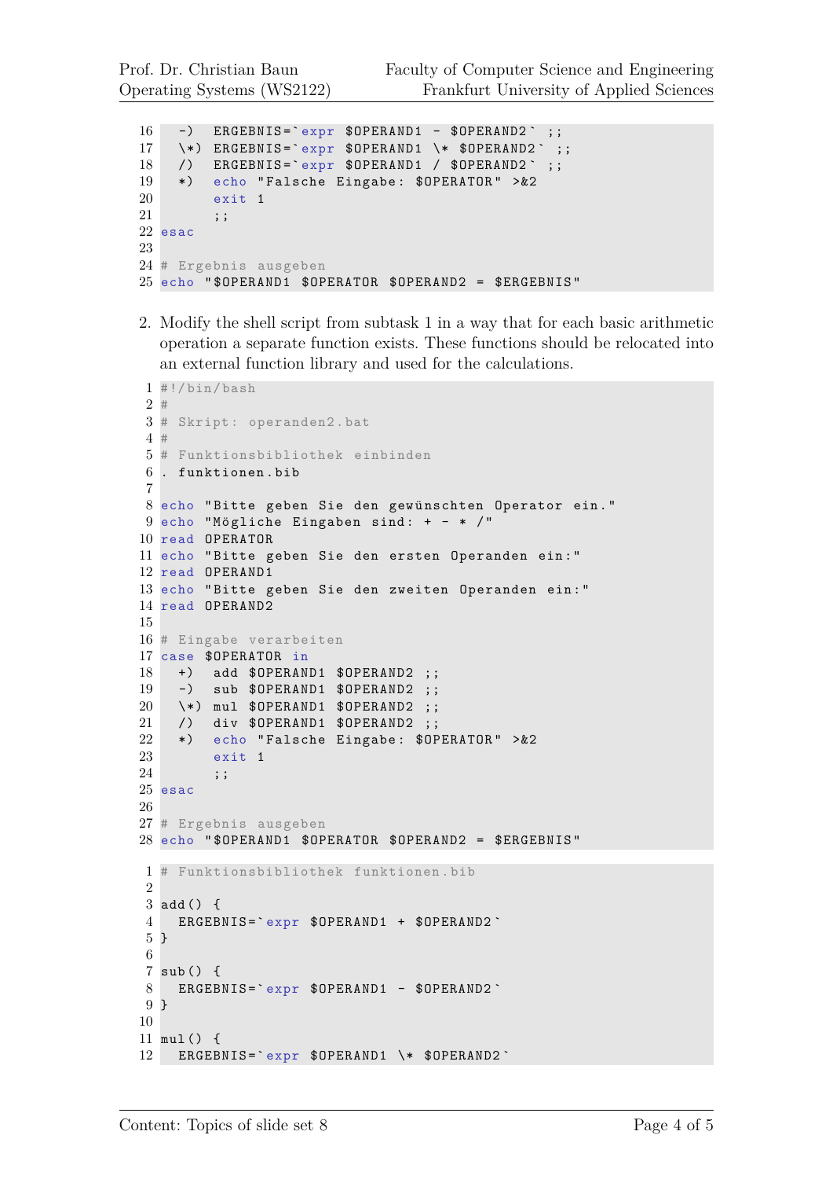```
  -)  ERGEBNIS=`expr $OPERAND1 - $OPERAND2` ;;
  \*) ERGEBNIS=`expr $OPERAND1 \* $OPERAND2` ;;
  /)  ERGEBNIS=`expr $OPERAND1 / $OPERAND2` ;;
  *)  echo "Falsche Eingabe: $OPERATOR" >&2
      exit 1
      ;;
esac

# Ergebnis ausgeben
echo "$OPERAND1 $OPERATOR $OPERAND2 = $ERGEBNIS"
```

2. Modify the shell script from subtask 1 in a way that for each basic arithmetic operation a separate function exists. These functions should be relocated into an external function library and used for the calculations.

```
#!/bin/bash
#
# Skript: operanden2.bat
#
# Funktionsbibliothek einbinden
. funktionen.bib

echo "Bitte geben Sie den gewünschten Operator ein."
echo "Mögliche Eingaben sind: + - * /"
read OPERATOR
echo "Bitte geben Sie den ersten Operanden ein:"
read OPERAND1
echo "Bitte geben Sie den zweiten Operanden ein:"
read OPERAND2

# Eingabe verarbeiten
case $OPERATOR in
  +)  add $OPERAND1 $OPERAND2 ;;
  -)  sub $OPERAND1 $OPERAND2 ;;
  \*) mul $OPERAND1 $OPERAND2 ;;
  /)  div $OPERAND1 $OPERAND2 ;;
  *)  echo "Falsche Eingabe: $OPERATOR" >&2
      exit 1
      ;;
esac

# Ergebnis ausgeben
echo "$OPERAND1 $OPERATOR $OPERAND2 = $ERGEBNIS"
```

```
# Funktionsbibliothek funktionen.bib

add() {
  ERGEBNIS=`expr $OPERAND1 + $OPERAND2`
}

sub() {
  ERGEBNIS=`expr $OPERAND1 - $OPERAND2`
}

mul() {
  ERGEBNIS=`expr $OPERAND1 \* $OPERAND2`
```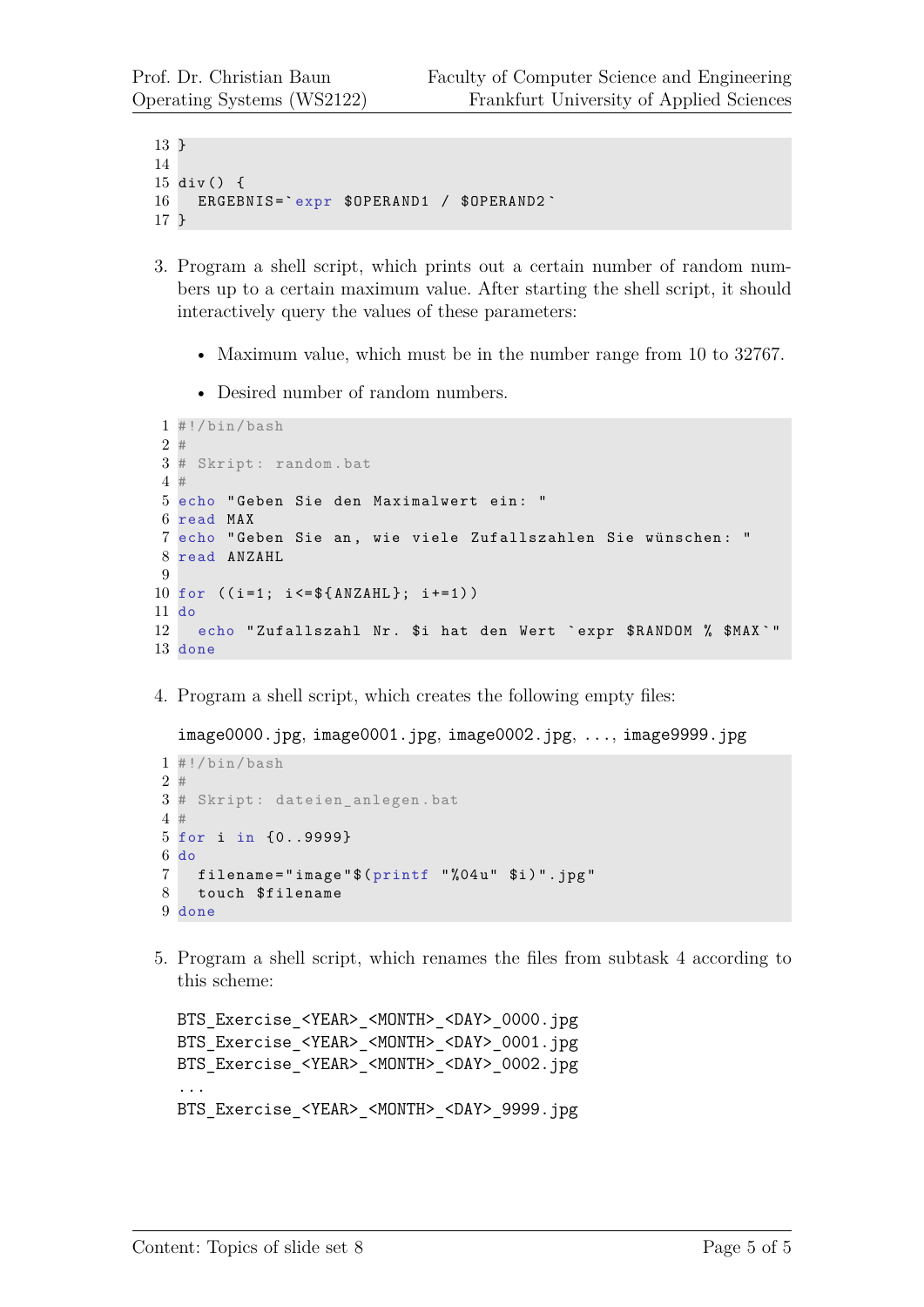```
13 }
14
15 div() {
16   ERGEBNIS=`expr $OPERAND1 / $OPERAND2`
17 }
```

3. Program a shell script, which prints out a certain number of random numbers up to a certain maximum value. After starting the shell script, it should interactively query the values of these parameters:

   - Maximum value, which must be in the number range from 10 to 32767.
   - Desired number of random numbers.

```
1 #!/bin/bash
2 #
3 # Skript: random.bat
4 #
5 echo "Geben Sie den Maximalwert ein: "
6 read MAX
7 echo "Geben Sie an, wie viele Zufallszahlen Sie wünschen: "
8 read ANZAHL
9
10 for ((i=1; i<=${ANZAHL}; i+=1))
11 do
12   echo "Zufallszahl Nr. $i hat den Wert `expr $RANDOM % $MAX`"
13 done
```

4. Program a shell script, which creates the following empty files:

   image0000.jpg, image0001.jpg, image0002.jpg, ..., image9999.jpg

```
1 #!/bin/bash
2 #
3 # Skript: dateien_anlegen.bat
4 #
5 for i in {0..9999}
6 do
7   filename="image"$(printf "%04u" $i)".jpg"
8   touch $filename
9 done
```

5. Program a shell script, which renames the files from subtask 4 according to this scheme:

```
BTS_Exercise_<YEAR>_<MONTH>_<DAY>_0000.jpg
BTS_Exercise_<YEAR>_<MONTH>_<DAY>_0001.jpg
BTS_Exercise_<YEAR>_<MONTH>_<DAY>_0002.jpg
...
BTS_Exercise_<YEAR>_<MONTH>_<DAY>_9999.jpg
```